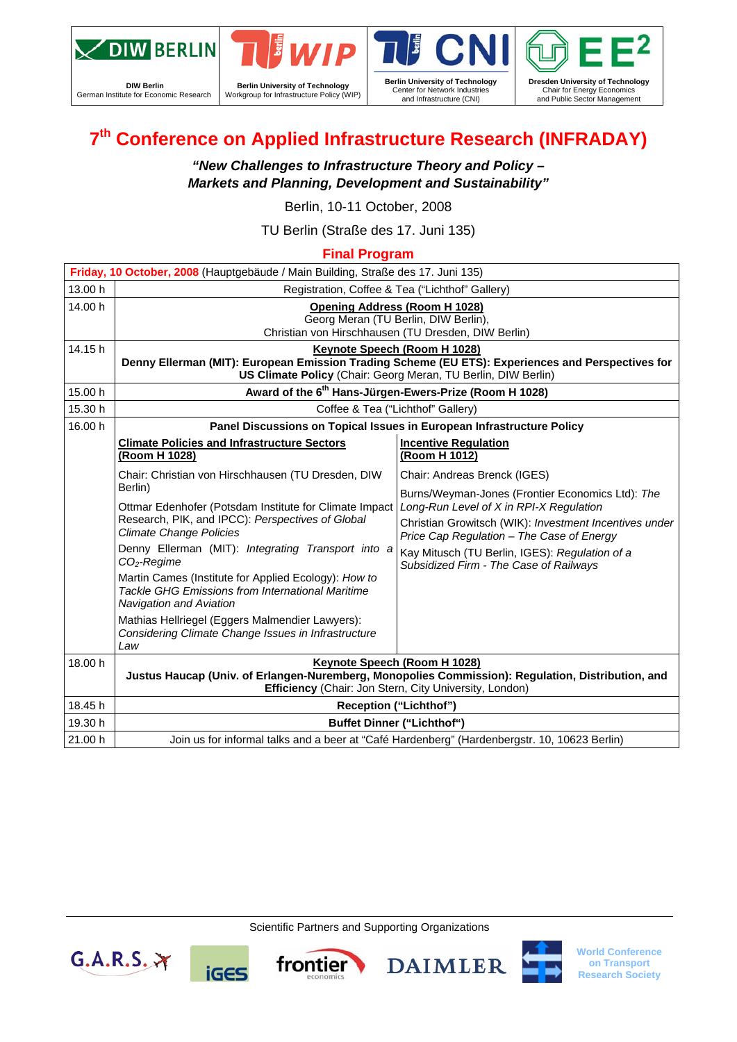DIW Berlin
German Institute for Economic Research

Berlin University of Technology
Workgroup for Infrastructure Policy (WIP)

Berlin University of Technology
Center for Network Industries and Infrastructure (CNI)

Dresden University of Technology
Chair for Energy Economics and Public Sector Management

# 7th Conference on Applied Infrastructure Research (INFRADAY)

***"New Challenges to Infrastructure Theory and Policy – Markets and Planning, Development and Sustainability"***

Berlin, 10-11 October, 2008

TU Berlin (Straße des 17. Juni 135)

## Final Program

| **Friday, 10 October, 2008** (Hauptgebäude / Main Building, Straße des 17. Juni 135) | | |
|---|---|---|
| 13.00 h | Registration, Coffee & Tea ("Lichthof" Gallery) | |
| 14.00 h | **Opening Address (Room H 1028)**<br>Georg Meran (TU Berlin, DIW Berlin),<br>Christian von Hirschhausen (TU Dresden, DIW Berlin) | |
| 14.15 h | **Keynote Speech (Room H 1028)**<br>**Denny Ellerman (MIT): European Emission Trading Scheme (EU ETS): Experiences and Perspectives for US Climate Policy** (Chair: Georg Meran, TU Berlin, DIW Berlin) | |
| 15.00 h | **Award of the 6th Hans-Jürgen-Ewers-Prize (Room H 1028)** | |
| 15.30 h | Coffee & Tea ("Lichthof" Gallery) | |
| 16.00 h | **Panel Discussions on Topical Issues in European Infrastructure Policy** | |
| | **Climate Policies and Infrastructure Sectors (Room H 1028)**<br>Chair: Christian von Hirschhausen (TU Dresden, DIW Berlin)<br>Ottmar Edenhofer (Potsdam Institute for Climate Impact Research, PIK, and IPCC): *Perspectives of Global Climate Change Policies*<br>Denny Ellerman (MIT): *Integrating Transport into a $CO_2$-Regime*<br>Martin Cames (Institute for Applied Ecology): *How to Tackle GHG Emissions from International Maritime Navigation and Aviation*<br>Mathias Hellriegel (Eggers Malmendier Lawyers): *Considering Climate Change Issues in Infrastructure Law* | **Incentive Regulation (Room H 1012)**<br>Chair: Andreas Brenck (IGES)<br>Burns/Weyman-Jones (Frontier Economics Ltd): *The Long-Run Level of X in RPI-X Regulation*<br>Christian Growitsch (WIK): *Investment Incentives under Price Cap Regulation – The Case of Energy*<br>Kay Mitusch (TU Berlin, IGES): *Regulation of a Subsidized Firm - The Case of Railways* |
| 18.00 h | **Keynote Speech (Room H 1028)**<br>**Justus Haucap (Univ. of Erlangen-Nuremberg, Monopolies Commission): Regulation, Distribution, and Efficiency** (Chair: Jon Stern, City University, London) | |
| 18.45 h | **Reception ("Lichthof")** | |
| 19.30 h | **Buffet Dinner ("Lichthof")** | |
| 21.00 h | Join us for informal talks and a beer at "Café Hardenberg" (Hardenbergstr. 10, 10623 Berlin) | |

Scientific Partners and Supporting Organizations

G.A.R.S. · IGES · frontier economics · DAIMLER · World Conference on Transport Research Society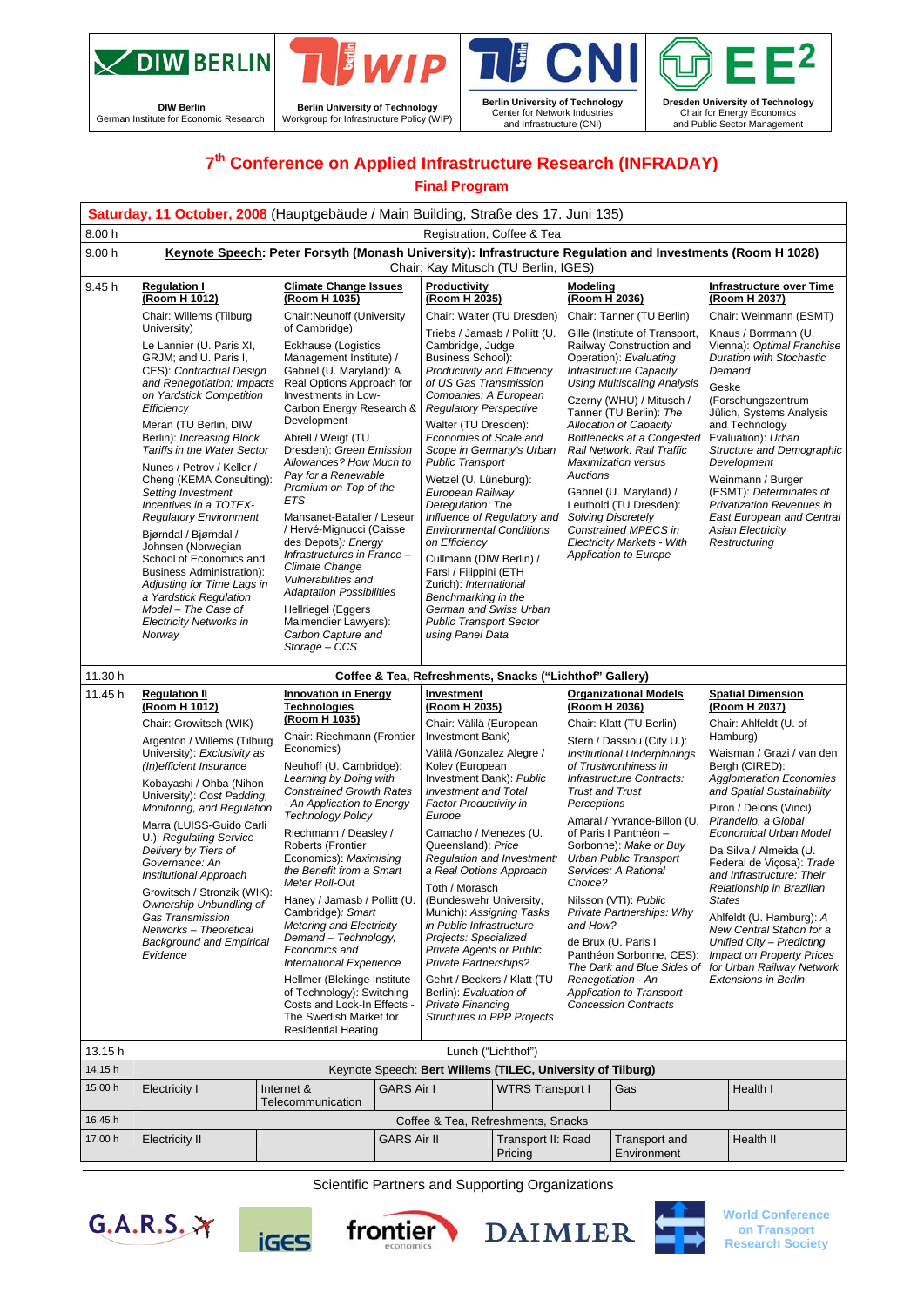**DIW Berlin** — German Institute for Economic Research
**Berlin University of Technology** — Workgroup for Infrastructure Policy (WIP)
**Berlin University of Technology** — Center for Network Industries and Infrastructure (CNI)
**Dresden University of Technology** — Chair for Energy Economics and Public Sector Management

# 7th Conference on Applied Infrastructure Research (INFRADAY)

## Final Program

**Saturday, 11 October, 2008** (Hauptgebäude / Main Building, Straße des 17. Juni 135)

**8.00 h** — Registration, Coffee & Tea

**9.00 h** — **Keynote Speech: Peter Forsyth (Monash University): Infrastructure Regulation and Investments (Room H 1028)**
Chair: Kay Mitusch (TU Berlin, IGES)

### 9.45 h

**Regulation I (Room H 1012)**
Chair: Willems (Tilburg University)
- Le Lannier (U. Paris XI, GRJM; and U. Paris I, CES): *Contractual Design and Renegotiation: Impacts on Yardstick Competition Efficiency*
- Meran (TU Berlin, DIW Berlin): *Increasing Block Tariffs in the Water Sector*
- Nunes / Petrov / Keller / Cheng (KEMA Consulting): *Setting Investment Incentives in a TOTEX-Regulatory Environment*
- Bjørndal / Bjørndal / Johnsen (Norwegian School of Economics and Business Administration): *Adjusting for Time Lags in a Yardstick Regulation Model – The Case of Electricity Networks in Norway*

**Climate Change Issues (Room H 1035)**
Chair: Neuhoff (University of Cambridge)
- Eckhause (Logistics Management Institute) / Gabriel (U. Maryland): A Real Options Approach for Investments in Low-Carbon Energy Research & Development
- Abrell / Weigt (TU Dresden): *Green Emission Allowances? How Much to Pay for a Renewable Premium on Top of the ETS*
- Mansanet-Bataller / Leseur / Hervé-Mignucci (Caisse des Depots): *Energy Infrastructures in France – Climate Change Vulnerabilities and Adaptation Possibilities*
- Hellriegel (Eggers Malmendier Lawyers): *Carbon Capture and Storage – CCS*

**Productivity (Room H 2035)**
Chair: Walter (TU Dresden)
- Triebs / Jamasb / Pollitt (U. Cambridge, Judge Business School): *Productivity and Efficiency of US Gas Transmission Companies: A European Regulatory Perspective*
- Walter (TU Dresden): *Economies of Scale and Scope in Germany's Urban Public Transport*
- Wetzel (U. Lüneburg): *European Railway Deregulation: The Influence of Regulatory and Environmental Conditions on Efficiency*
- Cullmann (DIW Berlin) / Farsi / Filippini (ETH Zurich): *International Benchmarking in the German and Swiss Urban Public Transport Sector using Panel Data*

**Modeling (Room H 2036)**
Chair: Tanner (TU Berlin)
- Gille (Institute of Transport, Railway Construction and Operation): *Evaluating Infrastructure Capacity Using Multiscaling Analysis*
- Czerny (WHU) / Mitusch / Tanner (TU Berlin): *The Allocation of Capacity Bottlenecks at a Congested Rail Network: Rail Traffic Maximization versus Auctions*
- Gabriel (U. Maryland) / Leuthold (TU Dresden): *Solving Discretely Constrained MPECS in Electricity Markets - With Application to Europe*

**Infrastructure over Time (Room H 2037)**
Chair: Weinmann (ESMT)
- Knaus / Borrmann (U. Vienna): *Optimal Franchise Duration with Stochastic Demand*
- Geske (Forschungszentrum Jülich, Systems Analysis and Technology Evaluation): *Urban Structure and Demographic Development*
- Weinmann / Burger (ESMT): *Determinates of Privatization Revenues in East European and Central Asian Electricity Restructuring*

**11.30 h** — **Coffee & Tea, Refreshments, Snacks ("Lichthof" Gallery)**

### 11.45 h

**Regulation II (Room H 1012)**
Chair: Growitsch (WIK)
- Argenton / Willems (Tilburg University): *Exclusivity as (In)efficient Insurance*
- Kobayashi / Ohba (Nihon University): *Cost Padding, Monitoring, and Regulation*
- Marra (LUISS-Guido Carli U.): *Regulating Service Delivery by Tiers of Governance: An Institutional Approach*
- Growitsch / Stronzik (WIK): *Ownership Unbundling of Gas Transmission Networks – Theoretical Background and Empirical Evidence*

**Innovation in Energy Technologies (Room H 1035)**
Chair: Riechmann (Frontier Economics)
- Neuhoff (U. Cambridge): *Learning by Doing with Constrained Growth Rates - An Application to Energy Technology Policy*
- Riechmann / Deasley / Roberts (Frontier Economics): *Maximising the Benefit from a Smart Meter Roll-Out*
- Haney / Jamasb / Pollitt (U. Cambridge): *Smart Metering and Electricity Demand – Technology, Economics and International Experience*
- Hellmer (Blekinge Institute of Technology): Switching Costs and Lock-In Effects - The Swedish Market for Residential Heating

**Investment (Room H 2035)**
Chair: Välilä (European Investment Bank)
- Välilä /Gonzalez Alegre / Kolev (European Investment Bank): *Public Investment and Total Factor Productivity in Europe*
- Camacho / Menezes (U. Queensland): *Price Regulation and Investment: a Real Options Approach*
- Toth / Morasch (Bundeswehr University, Munich): *Assigning Tasks in Public Infrastructure Projects: Specialized Private Agents or Public Private Partnerships?*
- Gehrt / Beckers / Klatt (TU Berlin): *Evaluation of Private Financing Structures in PPP Projects*

**Organizational Models (Room H 2036)**
Chair: Klatt (TU Berlin)
- Stern / Dassiou (City U.): *Institutional Underpinnings of Trustworthiness in Infrastructure Contracts: Trust and Trust Perceptions*
- Amaral / Yvrande-Billon (U. of Paris I Panthéon – Sorbonne): *Make or Buy Urban Public Transport Services: A Rational Choice?*
- Nilsson (VTI): *Public Private Partnerships: Why and How?*
- de Brux (U. Paris I Panthéon Sorbonne, CES): *The Dark and Blue Sides of Renegotiation - An Application to Transport Concession Contracts*

**Spatial Dimension (Room H 2037)**
Chair: Ahlfeldt (U. of Hamburg)
- Waisman / Grazi / van den Bergh (CIRED): *Agglomeration Economies and Spatial Sustainability*
- Piron / Delons (Vinci): *Pirandello, a Global Economical Urban Model*
- Da Silva / Almeida (U. Federal de Viçosa): *Trade and Infrastructure: Their Relationship in Brazilian States*
- Ahlfeldt (U. Hamburg): *A New Central Station for a Unified City – Predicting Impact on Property Prices for Urban Railway Network Extensions in Berlin*

**13.15 h** — Lunch ("Lichthof")

**14.15 h** — Keynote Speech: **Bert Willems (TILEC, University of Tilburg)**

| Time | | | | | | |
|---|---|---|---|---|---|---|
| 15.00 h | Electricity I | Internet & Telecommunication | GARS Air I | WTRS Transport I | Gas | Health I |
| 16.45 h | Coffee & Tea, Refreshments, Snacks | | | | | |
| 17.00 h | Electricity II | | GARS Air II | Transport II: Road Pricing | Transport and Environment | Health II |

Scientific Partners and Supporting Organizations

G.A.R.S. — IGES — frontier economics — DAIMLER — World Conference on Transport Research Society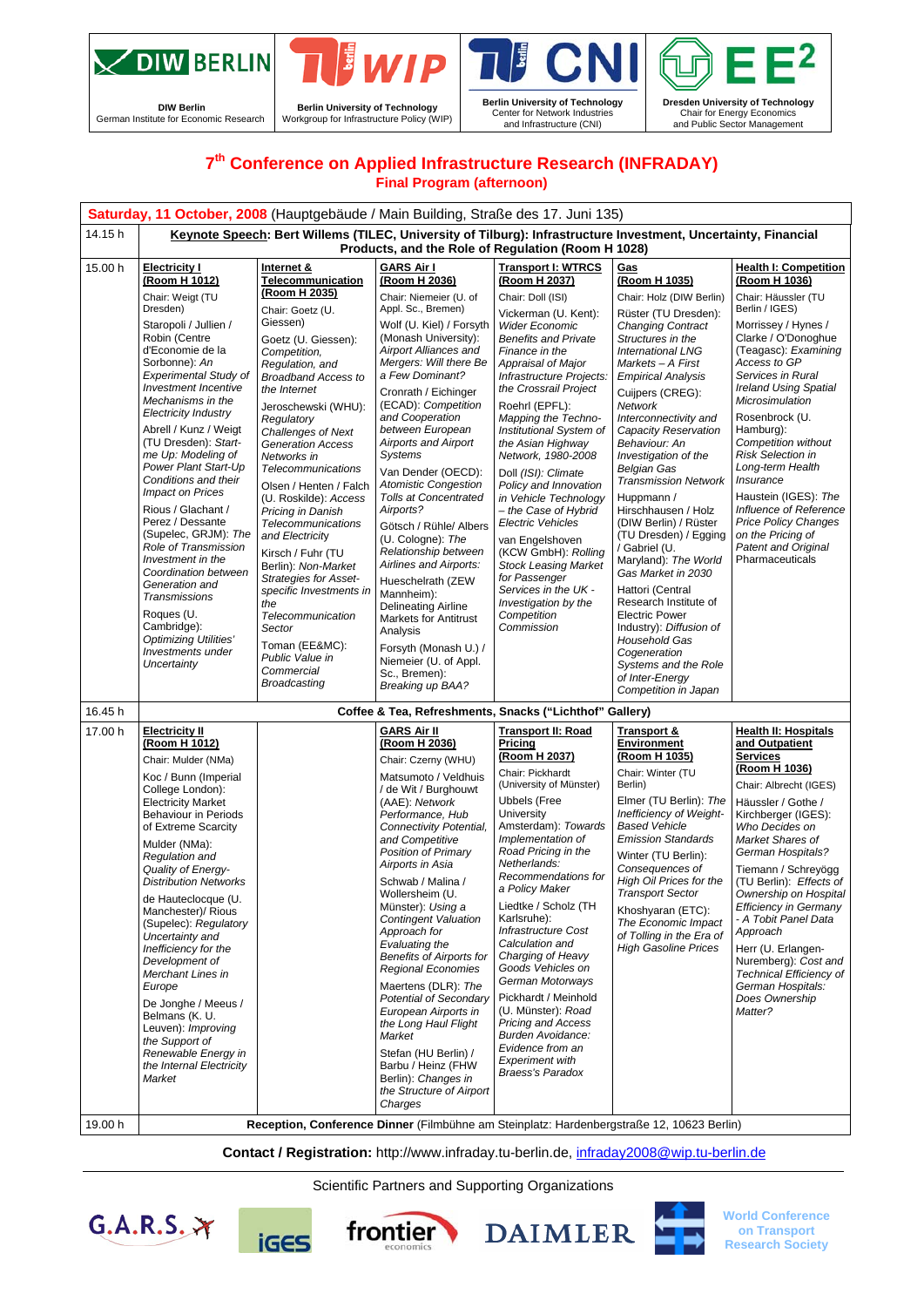DIW Berlin
German Institute for Economic Research

Berlin University of Technology
Workgroup for Infrastructure Policy (WIP)

Berlin University of Technology
Center for Network Industries and Infrastructure (CNI)

Dresden University of Technology
Chair for Energy Economics and Public Sector Management

# 7th Conference on Applied Infrastructure Research (INFRADAY)

## Final Program (afternoon)

**Saturday, 11 October, 2008** (Hauptgebäude / Main Building, Straße des 17. Juni 135)

| | | | | | | |
|---|---|---|---|---|---|---|
| 14.15 h | **Keynote Speech: Bert Willems (TILEC, University of Tilburg): Infrastructure Investment, Uncertainty, Financial Products, and the Role of Regulation (Room H 1028)** | | | | | |
| 15.00 h | **Electricity I (Room H 1012)**<br>Chair: Weigt (TU Dresden)<br>Staropoli / Jullien / Robin (Centre d'Economie de la Sorbonne): *An Experimental Study of Investment Incentive Mechanisms in the Electricity Industry*<br>Abrell / Kunz / Weigt (TU Dresden): *Start-me Up: Modeling of Power Plant Start-Up Conditions and their Impact on Prices*<br>Rious / Glachant / Perez / Dessante (Supelec, GRJM): *The Role of Transmission Investment in the Coordination between Generation and Transmissions*<br>Roques (U. Cambridge): *Optimizing Utilities' Investments under Uncertainty* | **Internet & Telecommunication (Room H 2035)**<br>Chair: Goetz (U. Giessen)<br>Goetz (U. Giessen): *Competition, Regulation, and Broadband Access to the Internet*<br>Jeroschewski (WHU): *Regulatory Challenges of Next Generation Access Networks in Telecommunications*<br>Olsen / Henten / Falch (U. Roskilde): *Access Pricing in Danish Telecommunications and Electricity*<br>Kirsch / Fuhr (TU Berlin): *Non-Market Strategies for Asset-specific Investments in the Telecommunication Sector*<br>Toman (EE&MC): *Public Value in Commercial Broadcasting* | **GARS Air I (Room H 2036)**<br>Chair: Niemeier (U. of Appl. Sc., Bremen)<br>Wolf (U. Kiel) / Forsyth (Monash University): *Airport Alliances and Mergers: Will there Be a Few Dominant?*<br>Cronrath / Eichinger (ECAD): *Competition and Cooperation between European Airports and Airport Systems*<br>Van Dender (OECD): *Atomistic Congestion Tolls at Concentrated Airports?*<br>Götsch / Rühle/ Albers (U. Cologne): *The Relationship between Airlines and Airports:*<br>Hueschelrath (ZEW Mannheim): Delineating Airline Markets for Antitrust Analysis<br>Forsyth (Monash U.) / Niemeier (U. of Appl. Sc., Bremen): *Breaking up BAA?* | **Transport I: WTRCS (Room H 2037)**<br>Chair: Doll (ISI)<br>Vickerman (U. Kent): *Wider Economic Benefits and Private Finance in the Appraisal of Major Infrastructure Projects: the Crossrail Project*<br>Roehrl (EPFL): *Mapping the Techno-Institutional System of the Asian Highway Network, 1980-2008*<br>Doll (ISI): *Climate Policy and Innovation in Vehicle Technology – the Case of Hybrid Electric Vehicles*<br>van Engelshoven (KCW GmbH): *Rolling Stock Leasing Market for Passenger Services in the UK - Investigation by the Competition Commission* | **Gas (Room H 1035)**<br>Chair: Holz (DIW Berlin)<br>Rüster (TU Dresden): *Changing Contract Structures in the International LNG Markets – A First Empirical Analysis*<br>Cuijpers (CREG): *Network Interconnectivity and Capacity Reservation Behaviour: An Investigation of the Belgian Gas Transmission Network*<br>Huppmann / Hirschhausen / Holz (DIW Berlin) / Rüster (TU Dresden) / Egging / Gabriel (U. Maryland): *The World Gas Market in 2030*<br>Hattori (Central Research Institute of Electric Power Industry): *Diffusion of Household Gas Cogeneration Systems and the Role of Inter-Energy Competition in Japan* | **Health I: Competition (Room H 1036)**<br>Chair: Häussler (TU Berlin / IGES)<br>Morrissey / Hynes / Clarke / O'Donoghue (Teagasc): *Examining Access to GP Services in Rural Ireland Using Spatial Microsimulation*<br>Rosenbrock (U. Hamburg): *Competition without Risk Selection in Long-term Health Insurance*<br>Haustein (IGES): *The Influence of Reference Price Policy Changes on the Pricing of Patent and Original Pharmaceuticals* |
| 16.45 h | **Coffee & Tea, Refreshments, Snacks ("Lichthof" Gallery)** | | | | | |
| 17.00 h | **Electricity II (Room H 1012)**<br>Chair: Mulder (NMa)<br>Koc / Bunn (Imperial College London): Electricity Market Behaviour in Periods of Extreme Scarcity<br>Mulder (NMa): *Regulation and Quality of Energy-Distribution Networks*<br>de Hauteclocque (U. Manchester)/ Rious (Supelec): *Regulatory Uncertainty and Inefficiency for the Development of Merchant Lines in Europe*<br>De Jonghe / Meeus / Belmans (K. U. Leuven): *Improving the Support of Renewable Energy in the Internal Electricity Market* | | **GARS Air II (Room H 2036)**<br>Chair: Czerny (WHU)<br>Matsumoto / Veldhuis / de Wit / Burghouwt (AAE): *Network Performance, Hub Connectivity Potential, and Competitive Position of Primary Airports in Asia*<br>Schwab / Malina / Wollersheim (U. Münster): *Using a Contingent Valuation Approach for Evaluating the Benefits of Airports for Regional Economies*<br>Maertens (DLR): *The Potential of Secondary European Airports in the Long Haul Flight Market*<br>Stefan (HU Berlin) / Barbu / Heinz (FHW Berlin): *Changes in the Structure of Airport Charges* | **Transport II: Road Pricing (Room H 2037)**<br>Chair: Pickhardt (University of Münster)<br>Ubbels (Free University Amsterdam): *Towards Implementation of Road Pricing in the Netherlands: Recommendations for a Policy Maker*<br>Liedtke / Scholz (TH Karlsruhe): *Infrastructure Cost Calculation and Charging of Heavy Goods Vehicles on German Motorways*<br>Pickhardt / Meinhold (U. Münster): *Road Pricing and Access Burden Avoidance: Evidence from an Experiment with Braess's Paradox* | **Transport & Environment (Room H 1035)**<br>Chair: Winter (TU Berlin)<br>Elmer (TU Berlin): *The Inefficiency of Weight-Based Vehicle Emission Standards*<br>Winter (TU Berlin): *Consequences of High Oil Prices for the Transport Sector*<br>Khoshyaran (ETC): *The Economic Impact of Tolling in the Era of High Gasoline Prices* | **Health II: Hospitals and Outpatient Services (Room H 1036)**<br>Chair: Albrecht (IGES)<br>Häussler / Gothe / Kirchberger (IGES): *Who Decides on Market Shares of German Hospitals?*<br>Tiemann / Schreyögg (TU Berlin): *Effects of Ownership on Hospital Efficiency in Germany - A Tobit Panel Data Approach*<br>Herr (U. Erlangen-Nuremberg): *Cost and Technical Efficiency of German Hospitals: Does Ownership Matter?* |
| 19.00 h | **Reception, Conference Dinner** (Filmbühne am Steinplatz: Hardenbergstraße 12, 10623 Berlin) | | | | | |

**Contact / Registration:** http://www.infraday.tu-berlin.de, infraday2008@wip.tu-berlin.de

Scientific Partners and Supporting Organizations

G.A.R.S. — IGES — frontier economics — DAIMLER — World Conference on Transport Research Society